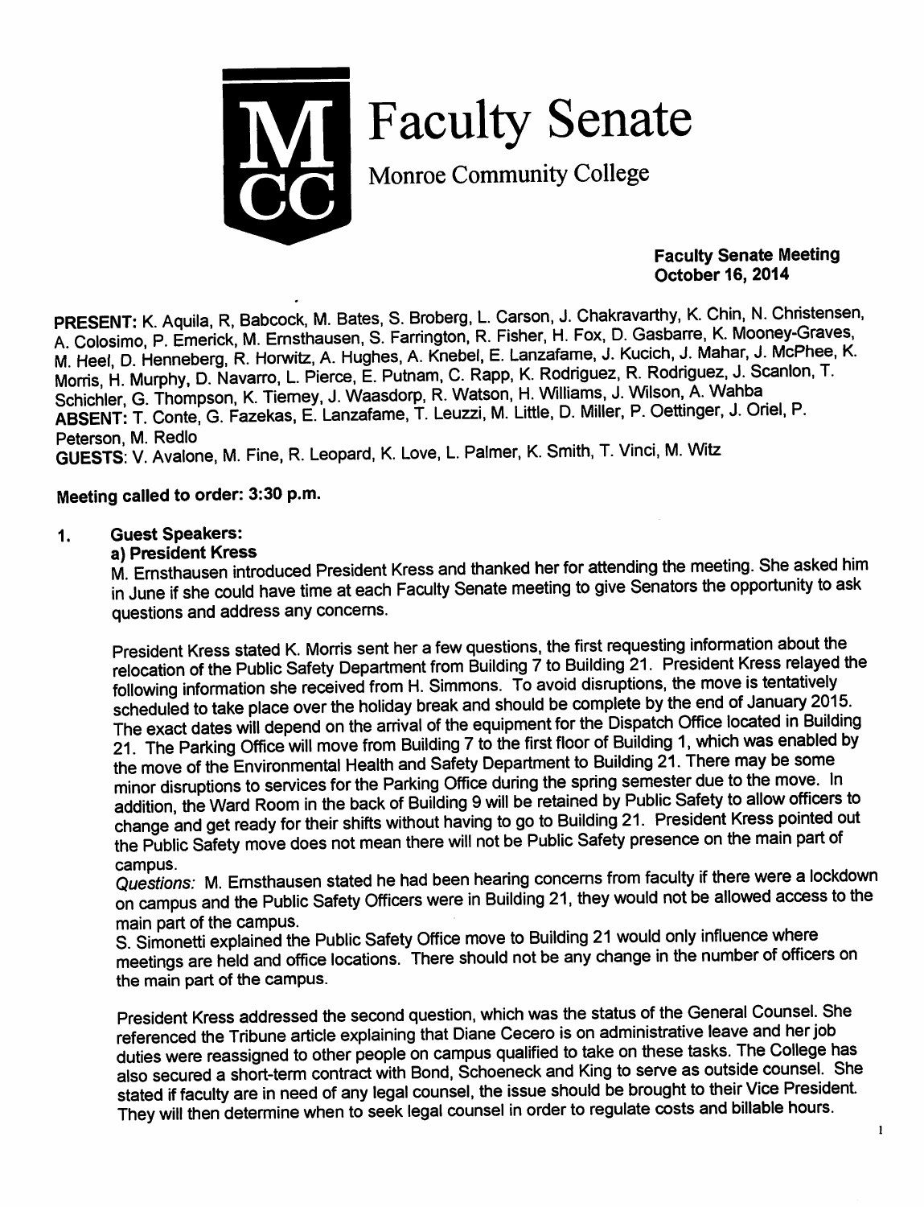# Faculty Senate

Monroe Community College

**Faculty Senate Meeting**
**October 16, 2014**

**PRESENT:** K. Aquila, R, Babcock, M. Bates, S. Broberg, L. Carson, J. Chakravarthy, K. Chin, N. Christensen, A. Colosimo, P. Emerick, M. Ernsthausen, S. Farrington, R. Fisher, H. Fox, D. Gasbarre, K. Mooney-Graves, M. Heel, D. Henneberg, R. Horwitz, A. Hughes, A. Knebel, E. Lanzafame, J. Kucich, J. Mahar, J. McPhee, K. Morris, H. Murphy, D. Navarro, L. Pierce, E. Putnam, C. Rapp, K. Rodriguez, R. Rodriguez, J. Scanlon, T. Schichler, G. Thompson, K. Tierney, J. Waasdorp, R. Watson, H. Williams, J. Wilson, A. Wahba
**ABSENT:** T. Conte, G. Fazekas, E. Lanzafame, T. Leuzzi, M. Little, D. Miller, P. Oettinger, J. Oriel, P. Peterson, M. Redlo
**GUESTS**: V. Avalone, M. Fine, R. Leopard, K. Love, L. Palmer, K. Smith, T. Vinci, M. Witz

**Meeting called to order: 3:30 p.m.**

1. **Guest Speakers:**

**a) President Kress**

M. Ernsthausen introduced President Kress and thanked her for attending the meeting. She asked him in June if she could have time at each Faculty Senate meeting to give Senators the opportunity to ask questions and address any concerns.

President Kress stated K. Morris sent her a few questions, the first requesting information about the relocation of the Public Safety Department from Building 7 to Building 21. President Kress relayed the following information she received from H. Simmons. To avoid disruptions, the move is tentatively scheduled to take place over the holiday break and should be complete by the end of January 2015. The exact dates will depend on the arrival of the equipment for the Dispatch Office located in Building 21. The Parking Office will move from Building 7 to the first floor of Building 1, which was enabled by the move of the Environmental Health and Safety Department to Building 21. There may be some minor disruptions to services for the Parking Office during the spring semester due to the move. In addition, the Ward Room in the back of Building 9 will be retained by Public Safety to allow officers to change and get ready for their shifts without having to go to Building 21. President Kress pointed out the Public Safety move does not mean there will not be Public Safety presence on the main part of campus.

*Questions:* M. Ernsthausen stated he had been hearing concerns from faculty if there were a lockdown on campus and the Public Safety Officers were in Building 21, they would not be allowed access to the main part of the campus.

S. Simonetti explained the Public Safety Office move to Building 21 would only influence where meetings are held and office locations. There should not be any change in the number of officers on the main part of the campus.

President Kress addressed the second question, which was the status of the General Counsel. She referenced the Tribune article explaining that Diane Cecero is on administrative leave and her job duties were reassigned to other people on campus qualified to take on these tasks. The College has also secured a short-term contract with Bond, Schoeneck and King to serve as outside counsel. She stated if faculty are in need of any legal counsel, the issue should be brought to their Vice President. They will then determine when to seek legal counsel in order to regulate costs and billable hours.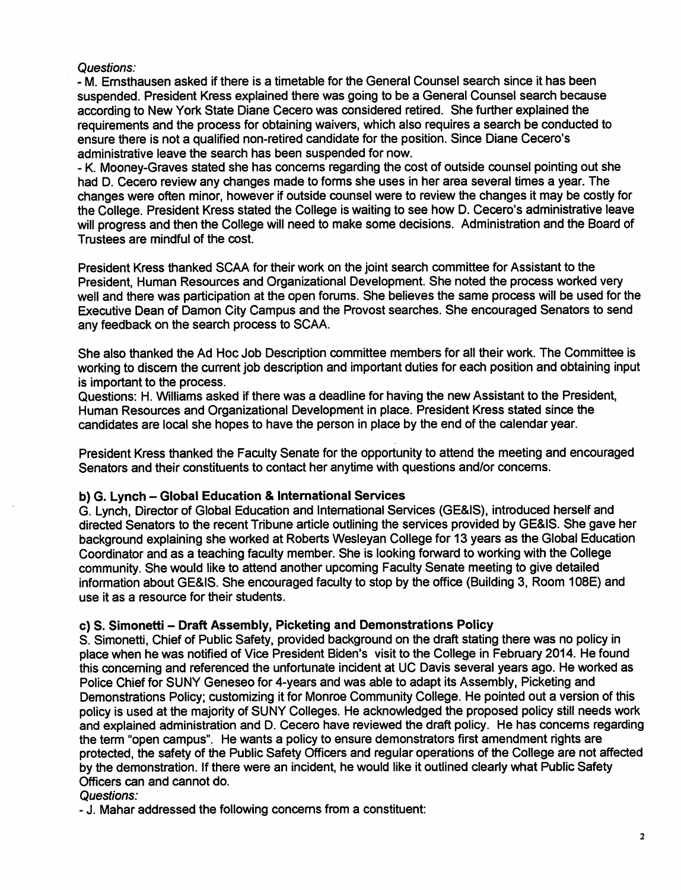*Questions:*

- M. Ernsthausen asked if there is a timetable for the General Counsel search since it has been suspended. President Kress explained there was going to be a General Counsel search because according to New York State Diane Cecero was considered retired. She further explained the requirements and the process for obtaining waivers, which also requires a search be conducted to ensure there is not a qualified non-retired candidate for the position. Since Diane Cecero's administrative leave the search has been suspended for now.
- K. Mooney-Graves stated she has concerns regarding the cost of outside counsel pointing out she had D. Cecero review any changes made to forms she uses in her area several times a year. The changes were often minor, however if outside counsel were to review the changes it may be costly for the College. President Kress stated the College is waiting to see how D. Cecero's administrative leave will progress and then the College will need to make some decisions. Administration and the Board of Trustees are mindful of the cost.

President Kress thanked SCAA for their work on the joint search committee for Assistant to the President, Human Resources and Organizational Development. She noted the process worked very well and there was participation at the open forums. She believes the same process will be used for the Executive Dean of Damon City Campus and the Provost searches. She encouraged Senators to send any feedback on the search process to SCAA.

She also thanked the Ad Hoc Job Description committee members for all their work. The Committee is working to discern the current job description and important duties for each position and obtaining input is important to the process.

Questions: H. Williams asked if there was a deadline for having the new Assistant to the President, Human Resources and Organizational Development in place. President Kress stated since the candidates are local she hopes to have the person in place by the end of the calendar year.

President Kress thanked the Faculty Senate for the opportunity to attend the meeting and encouraged Senators and their constituents to contact her anytime with questions and/or concerns.

**b) G. Lynch – Global Education & International Services**

G. Lynch, Director of Global Education and International Services (GE&IS), introduced herself and directed Senators to the recent Tribune article outlining the services provided by GE&IS. She gave her background explaining she worked at Roberts Wesleyan College for 13 years as the Global Education Coordinator and as a teaching faculty member. She is looking forward to working with the College community. She would like to attend another upcoming Faculty Senate meeting to give detailed information about GE&IS. She encouraged faculty to stop by the office (Building 3, Room 108E) and use it as a resource for their students.

**c) S. Simonetti – Draft Assembly, Picketing and Demonstrations Policy**

S. Simonetti, Chief of Public Safety, provided background on the draft stating there was no policy in place when he was notified of Vice President Biden's visit to the College in February 2014. He found this concerning and referenced the unfortunate incident at UC Davis several years ago. He worked as Police Chief for SUNY Geneseo for 4-years and was able to adapt its Assembly, Picketing and Demonstrations Policy; customizing it for Monroe Community College. He pointed out a version of this policy is used at the majority of SUNY Colleges. He acknowledged the proposed policy still needs work and explained administration and D. Cecero have reviewed the draft policy. He has concerns regarding the term "open campus". He wants a policy to ensure demonstrators first amendment rights are protected, the safety of the Public Safety Officers and regular operations of the College are not affected by the demonstration. If there were an incident, he would like it outlined clearly what Public Safety Officers can and cannot do.

*Questions:*

- J. Mahar addressed the following concerns from a constituent: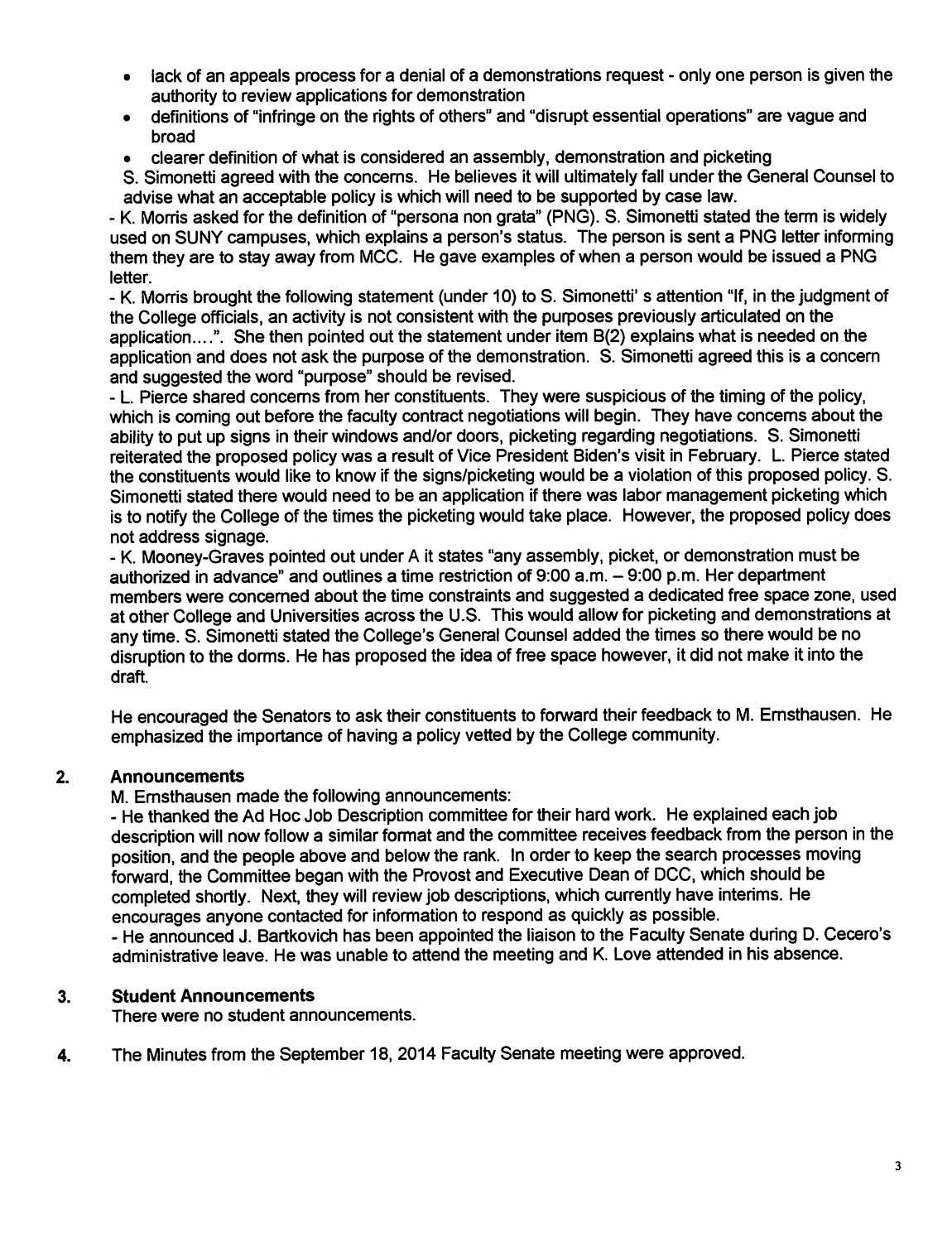- lack of an appeals process for a denial of a demonstrations request - only one person is given the authority to review applications for demonstration
- definitions of "infringe on the rights of others" and "disrupt essential operations" are vague and broad
- clearer definition of what is considered an assembly, demonstration and picketing

S. Simonetti agreed with the concerns. He believes it will ultimately fall under the General Counsel to advise what an acceptable policy is which will need to be supported by case law.

- K. Morris asked for the definition of "persona non grata" (PNG). S. Simonetti stated the term is widely used on SUNY campuses, which explains a person's status. The person is sent a PNG letter informing them they are to stay away from MCC. He gave examples of when a person would be issued a PNG letter.

- K. Morris brought the following statement (under 10) to S. Simonetti' s attention "If, in the judgment of the College officials, an activity is not consistent with the purposes previously articulated on the application....". She then pointed out the statement under item B(2) explains what is needed on the application and does not ask the purpose of the demonstration. S. Simonetti agreed this is a concern and suggested the word "purpose" should be revised.

- L. Pierce shared concerns from her constituents. They were suspicious of the timing of the policy, which is coming out before the faculty contract negotiations will begin. They have concerns about the ability to put up signs in their windows and/or doors, picketing regarding negotiations. S. Simonetti reiterated the proposed policy was a result of Vice President Biden's visit in February. L. Pierce stated the constituents would like to know if the signs/picketing would be a violation of this proposed policy. S. Simonetti stated there would need to be an application if there was labor management picketing which is to notify the College of the times the picketing would take place. However, the proposed policy does not address signage.

- K. Mooney-Graves pointed out under A it states "any assembly, picket, or demonstration must be authorized in advance" and outlines a time restriction of 9:00 a.m. – 9:00 p.m. Her department members were concerned about the time constraints and suggested a dedicated free space zone, used at other College and Universities across the U.S. This would allow for picketing and demonstrations at any time. S. Simonetti stated the College's General Counsel added the times so there would be no disruption to the dorms. He has proposed the idea of free space however, it did not make it into the draft.

He encouraged the Senators to ask their constituents to forward their feedback to M. Ernsthausen. He emphasized the importance of having a policy vetted by the College community.

## 2. Announcements

M. Ernsthausen made the following announcements:

- He thanked the Ad Hoc Job Description committee for their hard work. He explained each job description will now follow a similar format and the committee receives feedback from the person in the position, and the people above and below the rank. In order to keep the search processes moving forward, the Committee began with the Provost and Executive Dean of DCC, which should be completed shortly. Next, they will review job descriptions, which currently have interims. He encourages anyone contacted for information to respond as quickly as possible.
- He announced J. Bartkovich has been appointed the liaison to the Faculty Senate during D. Cecero's administrative leave. He was unable to attend the meeting and K. Love attended in his absence.

## 3. Student Announcements

There were no student announcements.

**4.** The Minutes from the September 18, 2014 Faculty Senate meeting were approved.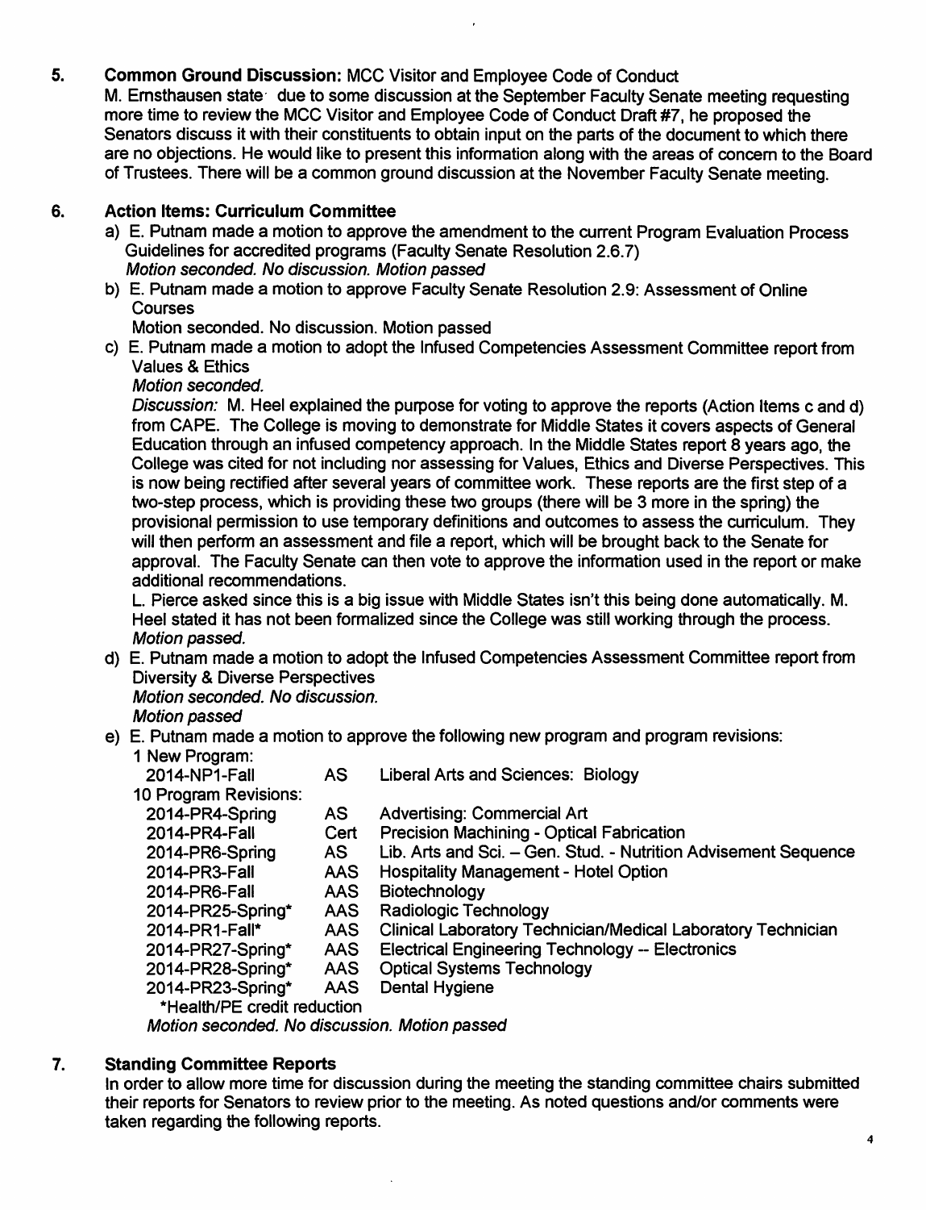5. **Common Ground Discussion:** MCC Visitor and Employee Code of Conduct

M. Ernsthausen state due to some discussion at the September Faculty Senate meeting requesting more time to review the MCC Visitor and Employee Code of Conduct Draft #7, he proposed the Senators discuss it with their constituents to obtain input on the parts of the document to which there are no objections. He would like to present this information along with the areas of concern to the Board of Trustees. There will be a common ground discussion at the November Faculty Senate meeting.

6. **Action Items: Curriculum Committee**

a) E. Putnam made a motion to approve the amendment to the current Program Evaluation Process Guidelines for accredited programs (Faculty Senate Resolution 2.6.7)
*Motion seconded. No discussion. Motion passed*

b) E. Putnam made a motion to approve Faculty Senate Resolution 2.9: Assessment of Online Courses
Motion seconded. No discussion. Motion passed

c) E. Putnam made a motion to adopt the Infused Competencies Assessment Committee report from Values & Ethics
*Motion seconded.*
*Discussion:* M. Heel explained the purpose for voting to approve the reports (Action Items c and d) from CAPE. The College is moving to demonstrate for Middle States it covers aspects of General Education through an infused competency approach. In the Middle States report 8 years ago, the College was cited for not including nor assessing for Values, Ethics and Diverse Perspectives. This is now being rectified after several years of committee work. These reports are the first step of a two-step process, which is providing these two groups (there will be 3 more in the spring) the provisional permission to use temporary definitions and outcomes to assess the curriculum. They will then perform an assessment and file a report, which will be brought back to the Senate for approval. The Faculty Senate can then vote to approve the information used in the report or make additional recommendations.
L. Pierce asked since this is a big issue with Middle States isn't this being done automatically. M. Heel stated it has not been formalized since the College was still working through the process.
*Motion passed.*

d) E. Putnam made a motion to adopt the Infused Competencies Assessment Committee report from Diversity & Diverse Perspectives
*Motion seconded. No discussion.*
*Motion passed*

e) E. Putnam made a motion to approve the following new program and program revisions:

| | | |
|---|---|---|
| 1 New Program: | | |
| 2014-NP1-Fall | AS | Liberal Arts and Sciences: Biology |
| 10 Program Revisions: | | |
| 2014-PR4-Spring | AS | Advertising: Commercial Art |
| 2014-PR4-Fall | Cert | Precision Machining - Optical Fabrication |
| 2014-PR6-Spring | AS | Lib. Arts and Sci. – Gen. Stud. - Nutrition Advisement Sequence |
| 2014-PR3-Fall | AAS | Hospitality Management - Hotel Option |
| 2014-PR6-Fall | AAS | Biotechnology |
| 2014-PR25-Spring* | AAS | Radiologic Technology |
| 2014-PR1-Fall* | AAS | Clinical Laboratory Technician/Medical Laboratory Technician |
| 2014-PR27-Spring* | AAS | Electrical Engineering Technology -- Electronics |
| 2014-PR28-Spring* | AAS | Optical Systems Technology |
| 2014-PR23-Spring* | AAS | Dental Hygiene |

*Health/PE credit reduction

*Motion seconded. No discussion. Motion passed*

7. **Standing Committee Reports**

In order to allow more time for discussion during the meeting the standing committee chairs submitted their reports for Senators to review prior to the meeting. As noted questions and/or comments were taken regarding the following reports.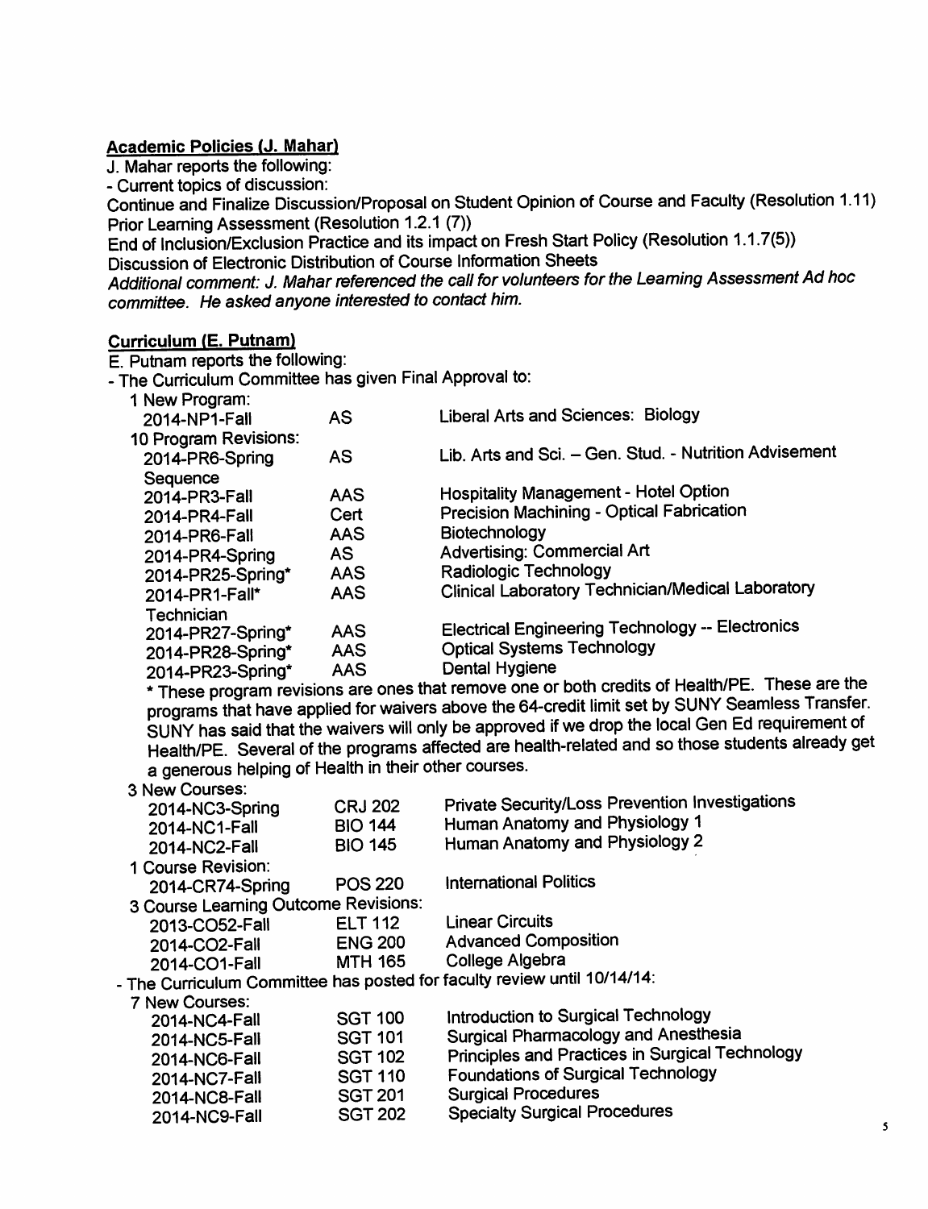**Academic Policies (J. Mahar)**

J. Mahar reports the following:

- Current topics of discussion:

Continue and Finalize Discussion/Proposal on Student Opinion of Course and Faculty (Resolution 1.11)
Prior Learning Assessment (Resolution 1.2.1 (7))
End of Inclusion/Exclusion Practice and its impact on Fresh Start Policy (Resolution 1.1.7(5))
Discussion of Electronic Distribution of Course Information Sheets

*Additional comment: J. Mahar referenced the call for volunteers for the Learning Assessment Ad hoc committee. He asked anyone interested to contact him.*

**Curriculum (E. Putnam)**

E. Putnam reports the following:

- The Curriculum Committee has given Final Approval to:

| | | |
|---|---|---|
| 1 New Program: | | |
| 2014-NP1-Fall | AS | Liberal Arts and Sciences: Biology |
| 10 Program Revisions: | | |
| 2014-PR6-Spring | AS | Lib. Arts and Sci. – Gen. Stud. - Nutrition Advisement Sequence |
| 2014-PR3-Fall | AAS | Hospitality Management - Hotel Option |
| 2014-PR4-Fall | Cert | Precision Machining - Optical Fabrication |
| 2014-PR6-Fall | AAS | Biotechnology |
| 2014-PR4-Spring | AS | Advertising: Commercial Art |
| 2014-PR25-Spring* | AAS | Radiologic Technology |
| 2014-PR1-Fall* | AAS | Clinical Laboratory Technician/Medical Laboratory Technician |
| 2014-PR27-Spring* | AAS | Electrical Engineering Technology -- Electronics |
| 2014-PR28-Spring* | AAS | Optical Systems Technology |
| 2014-PR23-Spring* | AAS | Dental Hygiene |

\* These program revisions are ones that remove one or both credits of Health/PE. These are the programs that have applied for waivers above the 64-credit limit set by SUNY Seamless Transfer. SUNY has said that the waivers will only be approved if we drop the local Gen Ed requirement of Health/PE. Several of the programs affected are health-related and so those students already get a generous helping of Health in their other courses.

| | | |
|---|---|---|
| 3 New Courses: | | |
| 2014-NC3-Spring | CRJ 202 | Private Security/Loss Prevention Investigations |
| 2014-NC1-Fall | BIO 144 | Human Anatomy and Physiology 1 |
| 2014-NC2-Fall | BIO 145 | Human Anatomy and Physiology 2 |
| 1 Course Revision: | | |
| 2014-CR74-Spring | POS 220 | International Politics |
| 3 Course Learning Outcome Revisions: | | |
| 2013-CO52-Fall | ELT 112 | Linear Circuits |
| 2014-CO2-Fall | ENG 200 | Advanced Composition |
| 2014-CO1-Fall | MTH 165 | College Algebra |

- The Curriculum Committee has posted for faculty review until 10/14/14:

| | | |
|---|---|---|
| 7 New Courses: | | |
| 2014-NC4-Fall | SGT 100 | Introduction to Surgical Technology |
| 2014-NC5-Fall | SGT 101 | Surgical Pharmacology and Anesthesia |
| 2014-NC6-Fall | SGT 102 | Principles and Practices in Surgical Technology |
| 2014-NC7-Fall | SGT 110 | Foundations of Surgical Technology |
| 2014-NC8-Fall | SGT 201 | Surgical Procedures |
| 2014-NC9-Fall | SGT 202 | Specialty Surgical Procedures |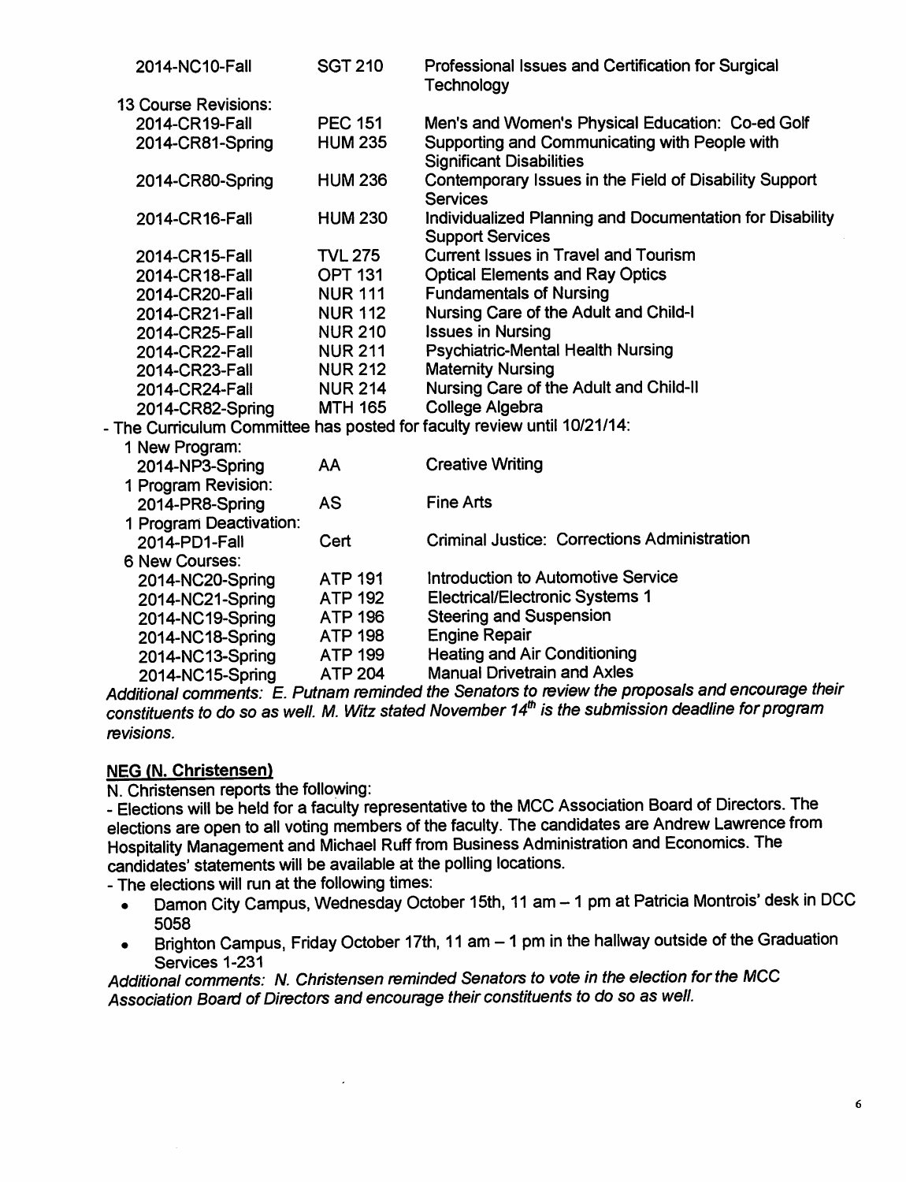| | | |
|---|---|---|
| 2014-NC10-Fall | SGT 210 | Professional Issues and Certification for Surgical Technology |
| 13 Course Revisions: | | |
| 2014-CR19-Fall | PEC 151 | Men's and Women's Physical Education: Co-ed Golf |
| 2014-CR81-Spring | HUM 235 | Supporting and Communicating with People with Significant Disabilities |
| 2014-CR80-Spring | HUM 236 | Contemporary Issues in the Field of Disability Support Services |
| 2014-CR16-Fall | HUM 230 | Individualized Planning and Documentation for Disability Support Services |
| 2014-CR15-Fall | TVL 275 | Current Issues in Travel and Tourism |
| 2014-CR18-Fall | OPT 131 | Optical Elements and Ray Optics |
| 2014-CR20-Fall | NUR 111 | Fundamentals of Nursing |
| 2014-CR21-Fall | NUR 112 | Nursing Care of the Adult and Child-I |
| 2014-CR25-Fall | NUR 210 | Issues in Nursing |
| 2014-CR22-Fall | NUR 211 | Psychiatric-Mental Health Nursing |
| 2014-CR23-Fall | NUR 212 | Maternity Nursing |
| 2014-CR24-Fall | NUR 214 | Nursing Care of the Adult and Child-II |
| 2014-CR82-Spring | MTH 165 | College Algebra |

- The Curriculum Committee has posted for faculty review until 10/21/14:

| | | |
|---|---|---|
| 1 New Program: | | |
| 2014-NP3-Spring | AA | Creative Writing |
| 1 Program Revision: | | |
| 2014-PR8-Spring | AS | Fine Arts |
| 1 Program Deactivation: | | |
| 2014-PD1-Fall | Cert | Criminal Justice: Corrections Administration |
| 6 New Courses: | | |
| 2014-NC20-Spring | ATP 191 | Introduction to Automotive Service |
| 2014-NC21-Spring | ATP 192 | Electrical/Electronic Systems 1 |
| 2014-NC19-Spring | ATP 196 | Steering and Suspension |
| 2014-NC18-Spring | ATP 198 | Engine Repair |
| 2014-NC13-Spring | ATP 199 | Heating and Air Conditioning |
| 2014-NC15-Spring | ATP 204 | Manual Drivetrain and Axles |

*Additional comments: E. Putnam reminded the Senators to review the proposals and encourage their constituents to do so as well. M. Witz stated November 14th is the submission deadline for program revisions.*

**NEG (N. Christensen)**

N. Christensen reports the following:

- Elections will be held for a faculty representative to the MCC Association Board of Directors. The elections are open to all voting members of the faculty. The candidates are Andrew Lawrence from Hospitality Management and Michael Ruff from Business Administration and Economics. The candidates' statements will be available at the polling locations.
- The elections will run at the following times:
  - Damon City Campus, Wednesday October 15th, 11 am – 1 pm at Patricia Montrois' desk in DCC 5058
  - Brighton Campus, Friday October 17th, 11 am – 1 pm in the hallway outside of the Graduation Services 1-231

*Additional comments: N. Christensen reminded Senators to vote in the election for the MCC Association Board of Directors and encourage their constituents to do so as well.*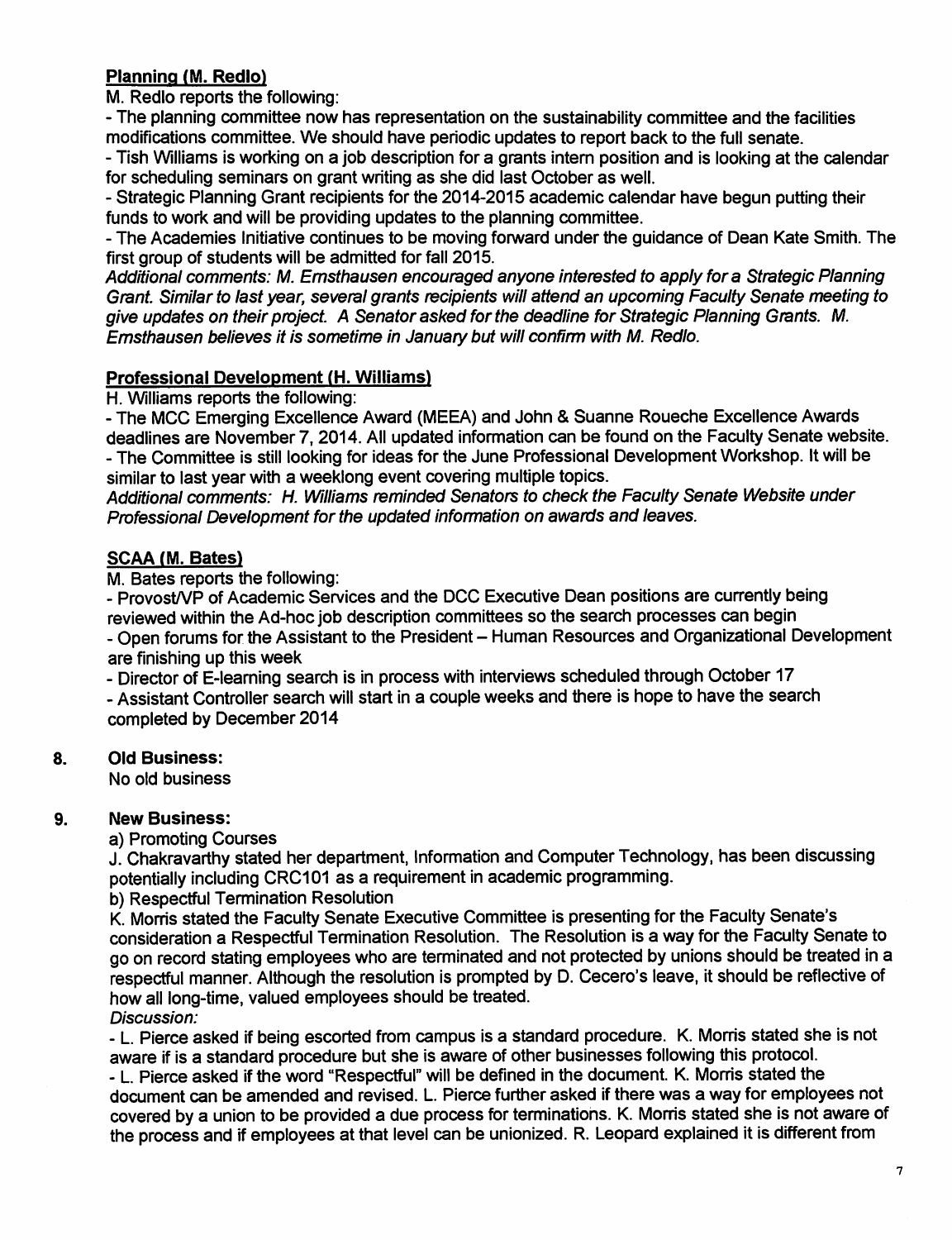**Planning (M. Redlo)**

M. Redlo reports the following:

- The planning committee now has representation on the sustainability committee and the facilities modifications committee. We should have periodic updates to report back to the full senate.
- Tish Williams is working on a job description for a grants intern position and is looking at the calendar for scheduling seminars on grant writing as she did last October as well.
- Strategic Planning Grant recipients for the 2014-2015 academic calendar have begun putting their funds to work and will be providing updates to the planning committee.
- The Academies Initiative continues to be moving forward under the guidance of Dean Kate Smith. The first group of students will be admitted for fall 2015.

*Additional comments: M. Ernsthausen encouraged anyone interested to apply for a Strategic Planning Grant. Similar to last year, several grants recipients will attend an upcoming Faculty Senate meeting to give updates on their project. A Senator asked for the deadline for Strategic Planning Grants. M. Ernsthausen believes it is sometime in January but will confirm with M. Redlo.*

**Professional Development (H. Williams)**

H. Williams reports the following:

- The MCC Emerging Excellence Award (MEEA) and John & Suanne Roueche Excellence Awards deadlines are November 7, 2014. All updated information can be found on the Faculty Senate website.
- The Committee is still looking for ideas for the June Professional Development Workshop. It will be similar to last year with a weeklong event covering multiple topics.

*Additional comments: H. Williams reminded Senators to check the Faculty Senate Website under Professional Development for the updated information on awards and leaves.*

**SCAA (M. Bates)**

M. Bates reports the following:

- Provost/VP of Academic Services and the DCC Executive Dean positions are currently being reviewed within the Ad-hoc job description committees so the search processes can begin
- Open forums for the Assistant to the President – Human Resources and Organizational Development are finishing up this week
- Director of E-learning search is in process with interviews scheduled through October 17
- Assistant Controller search will start in a couple weeks and there is hope to have the search completed by December 2014

**8. Old Business:**

No old business

**9. New Business:**

a) Promoting Courses

J. Chakravarthy stated her department, Information and Computer Technology, has been discussing potentially including CRC101 as a requirement in academic programming.

b) Respectful Termination Resolution

K. Morris stated the Faculty Senate Executive Committee is presenting for the Faculty Senate's consideration a Respectful Termination Resolution. The Resolution is a way for the Faculty Senate to go on record stating employees who are terminated and not protected by unions should be treated in a respectful manner. Although the resolution is prompted by D. Cecero's leave, it should be reflective of how all long-time, valued employees should be treated.

*Discussion:*

- L. Pierce asked if being escorted from campus is a standard procedure. K. Morris stated she is not aware if is a standard procedure but she is aware of other businesses following this protocol.
- L. Pierce asked if the word "Respectful" will be defined in the document. K. Morris stated the document can be amended and revised. L. Pierce further asked if there was a way for employees not covered by a union to be provided a due process for terminations. K. Morris stated she is not aware of the process and if employees at that level can be unionized. R. Leopard explained it is different from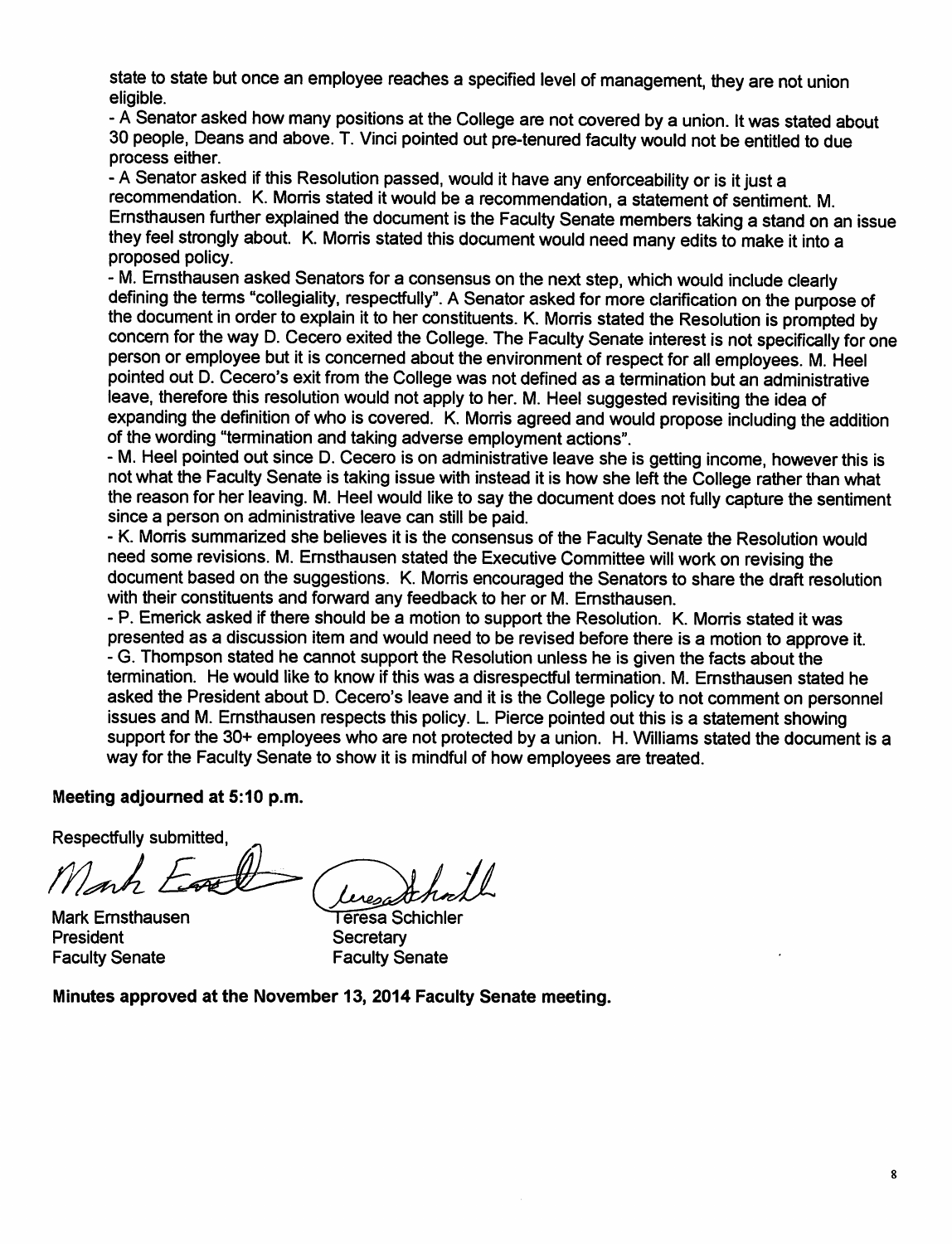state to state but once an employee reaches a specified level of management, they are not union eligible.

- A Senator asked how many positions at the College are not covered by a union. It was stated about 30 people, Deans and above. T. Vinci pointed out pre-tenured faculty would not be entitled to due process either.
- A Senator asked if this Resolution passed, would it have any enforceability or is it just a recommendation. K. Morris stated it would be a recommendation, a statement of sentiment. M. Ernsthausen further explained the document is the Faculty Senate members taking a stand on an issue they feel strongly about. K. Morris stated this document would need many edits to make it into a proposed policy.
- M. Ernsthausen asked Senators for a consensus on the next step, which would include clearly defining the terms "collegiality, respectfully". A Senator asked for more clarification on the purpose of the document in order to explain it to her constituents. K. Morris stated the Resolution is prompted by concern for the way D. Cecero exited the College. The Faculty Senate interest is not specifically for one person or employee but it is concerned about the environment of respect for all employees. M. Heel pointed out D. Cecero's exit from the College was not defined as a termination but an administrative leave, therefore this resolution would not apply to her. M. Heel suggested revisiting the idea of expanding the definition of who is covered. K. Morris agreed and would propose including the addition of the wording "termination and taking adverse employment actions".
- M. Heel pointed out since D. Cecero is on administrative leave she is getting income, however this is not what the Faculty Senate is taking issue with instead it is how she left the College rather than what the reason for her leaving. M. Heel would like to say the document does not fully capture the sentiment since a person on administrative leave can still be paid.
- K. Morris summarized she believes it is the consensus of the Faculty Senate the Resolution would need some revisions. M. Ernsthausen stated the Executive Committee will work on revising the document based on the suggestions. K. Morris encouraged the Senators to share the draft resolution with their constituents and forward any feedback to her or M. Ernsthausen.
- P. Emerick asked if there should be a motion to support the Resolution. K. Morris stated it was presented as a discussion item and would need to be revised before there is a motion to approve it.
- G. Thompson stated he cannot support the Resolution unless he is given the facts about the termination. He would like to know if this was a disrespectful termination. M. Ernsthausen stated he asked the President about D. Cecero's leave and it is the College policy to not comment on personnel issues and M. Ernsthausen respects this policy. L. Pierce pointed out this is a statement showing support for the 30+ employees who are not protected by a union. H. Williams stated the document is a way for the Faculty Senate to show it is mindful of how employees are treated.

**Meeting adjourned at 5:10 p.m.**

Respectfully submitted,

Mark Ernsthausen
President
Faculty Senate

Teresa Schichler
Secretary
Faculty Senate

**Minutes approved at the November 13, 2014 Faculty Senate meeting.**